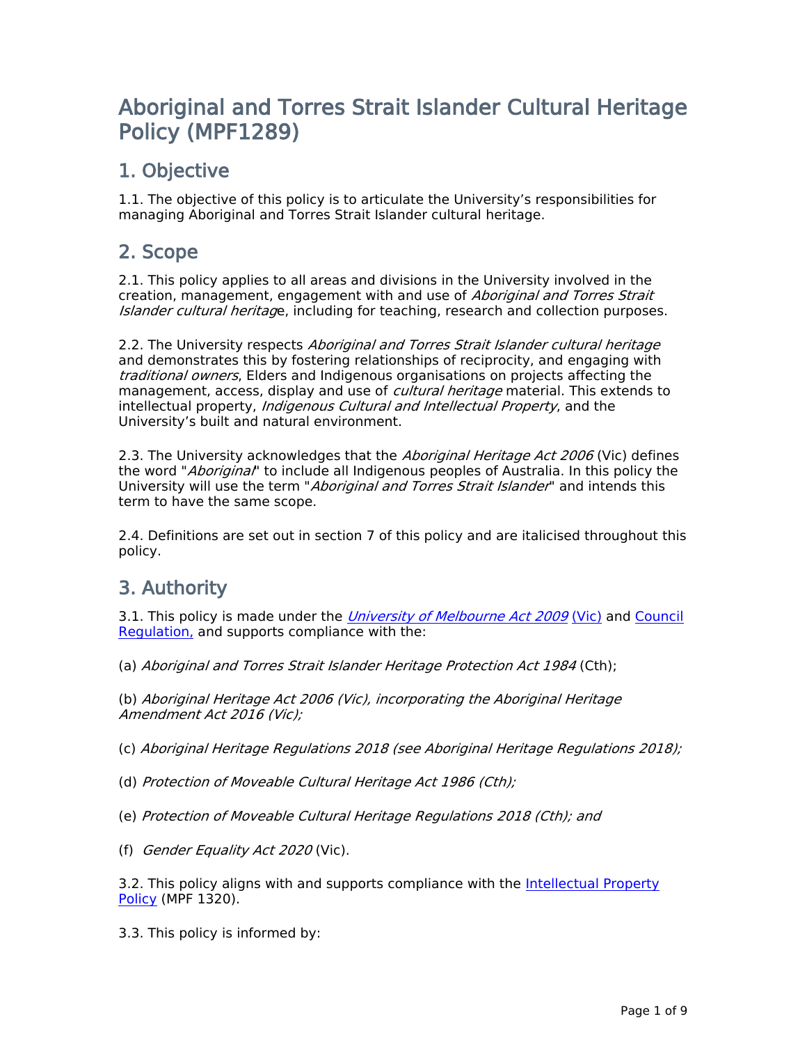# Aboriginal and Torres Strait Islander Cultural Heritage Policy (MPF1289)

## 1. Objective

1.1. The objective of this policy is to articulate the University's responsibilities for managing Aboriginal and Torres Strait Islander cultural heritage.

## 2. Scope

2.1. This policy applies to all areas and divisions in the University involved in the creation, management, engagement with and use of *Aboriginal and Torres Strait Islander cultural heritag*e, including for teaching, research and collection purposes.

2.2. The University respects *Aboriginal and Torres Strait Islander cultural heritage* and demonstrates this by fostering relationships of reciprocity, and engaging with *traditional owners*, Elders and Indigenous organisations on projects affecting the management, access, display and use of *cultural heritage* material. This extends to intellectual property, *Indigenous Cultural and Intellectual Property*, and the University's built and natural environment.

2.3. The University acknowledges that the *Aboriginal Heritage Act 2006* (Vic) defines the word "*Aboriginal*" to include all Indigenous peoples of Australia. In this policy the University will use the term "*Aboriginal and Torres Strait Islander*" and intends this term to have the same scope.

2.4. Definitions are set out in section 7 of this policy and are italicised throughout this policy.

## 3. Authority

3.1. This policy is made under the [*University of Melbourne Act 2009* (Vic)]() and [Council Regulation,]() and supports compliance with the:

(a) *Aboriginal and Torres Strait Islander Heritage Protection Act 1984* (Cth);

(b) *Aboriginal Heritage Act 2006 (Vic), incorporating the Aboriginal Heritage Amendment Act 2016 (Vic);*

(c) *Aboriginal Heritage Regulations 2018 (see Aboriginal Heritage Regulations 2018);*

(d) *Protection of Moveable Cultural Heritage Act 1986 (Cth);*

(e) *Protection of Moveable Cultural Heritage Regulations 2018 (Cth); and*

(f) *Gender Equality Act 2020* (Vic).

3.2. This policy aligns with and supports compliance with the [Intellectual Property Policy]() (MPF 1320).

3.3. This policy is informed by: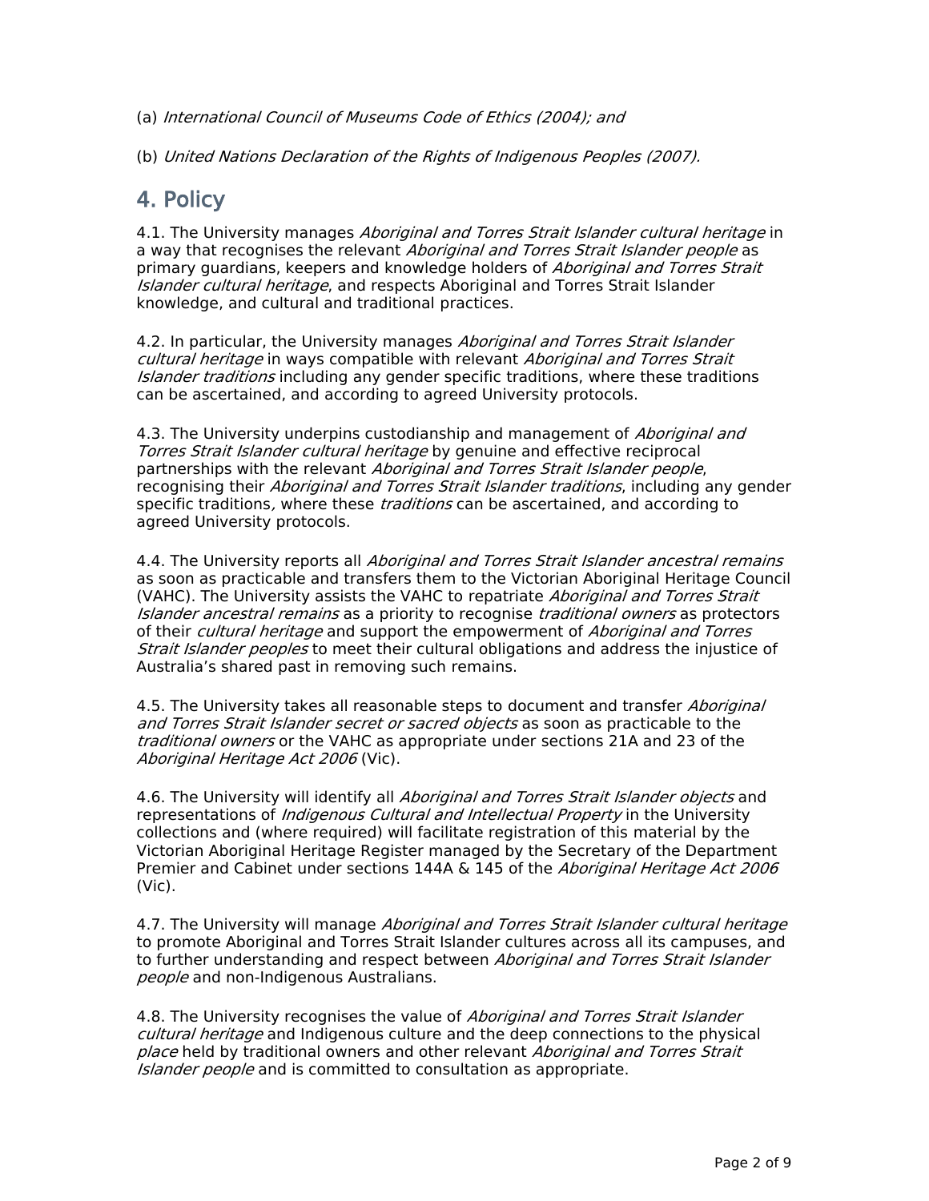(a) *International Council of Museums Code of Ethics (2004); and*

(b) *United Nations Declaration of the Rights of Indigenous Peoples (2007).*

## 4. Policy

4.1. The University manages *Aboriginal and Torres Strait Islander cultural heritage* in a way that recognises the relevant *Aboriginal and Torres Strait Islander people* as primary guardians, keepers and knowledge holders of *Aboriginal and Torres Strait Islander cultural heritage*, and respects Aboriginal and Torres Strait Islander knowledge, and cultural and traditional practices.

4.2. In particular, the University manages *Aboriginal and Torres Strait Islander cultural heritage* in ways compatible with relevant *Aboriginal and Torres Strait Islander traditions* including any gender specific traditions, where these traditions can be ascertained, and according to agreed University protocols.

4.3. The University underpins custodianship and management of *Aboriginal and Torres Strait Islander cultural heritage* by genuine and effective reciprocal partnerships with the relevant *Aboriginal and Torres Strait Islander people*, recognising their *Aboriginal and Torres Strait Islander traditions*, including any gender specific traditions*,* where these *traditions* can be ascertained, and according to agreed University protocols.

4.4. The University reports all *Aboriginal and Torres Strait Islander ancestral remains* as soon as practicable and transfers them to the Victorian Aboriginal Heritage Council (VAHC). The University assists the VAHC to repatriate *Aboriginal and Torres Strait Islander ancestral remains* as a priority to recognise *traditional owners* as protectors of their *cultural heritage* and support the empowerment of *Aboriginal and Torres Strait Islander peoples* to meet their cultural obligations and address the injustice of Australia's shared past in removing such remains.

4.5. The University takes all reasonable steps to document and transfer *Aboriginal and Torres Strait Islander secret or sacred objects* as soon as practicable to the *traditional owners* or the VAHC as appropriate under sections 21A and 23 of the *Aboriginal Heritage Act 2006* (Vic).

4.6. The University will identify all *Aboriginal and Torres Strait Islander objects* and representations of *Indigenous Cultural and Intellectual Property* in the University collections and (where required) will facilitate registration of this material by the Victorian Aboriginal Heritage Register managed by the Secretary of the Department Premier and Cabinet under sections 144A & 145 of the *Aboriginal Heritage Act 2006* (Vic).

4.7. The University will manage *Aboriginal and Torres Strait Islander cultural heritage* to promote Aboriginal and Torres Strait Islander cultures across all its campuses, and to further understanding and respect between *Aboriginal and Torres Strait Islander people* and non-Indigenous Australians.

4.8. The University recognises the value of *Aboriginal and Torres Strait Islander cultural heritage* and Indigenous culture and the deep connections to the physical *place* held by traditional owners and other relevant *Aboriginal and Torres Strait Islander people* and is committed to consultation as appropriate.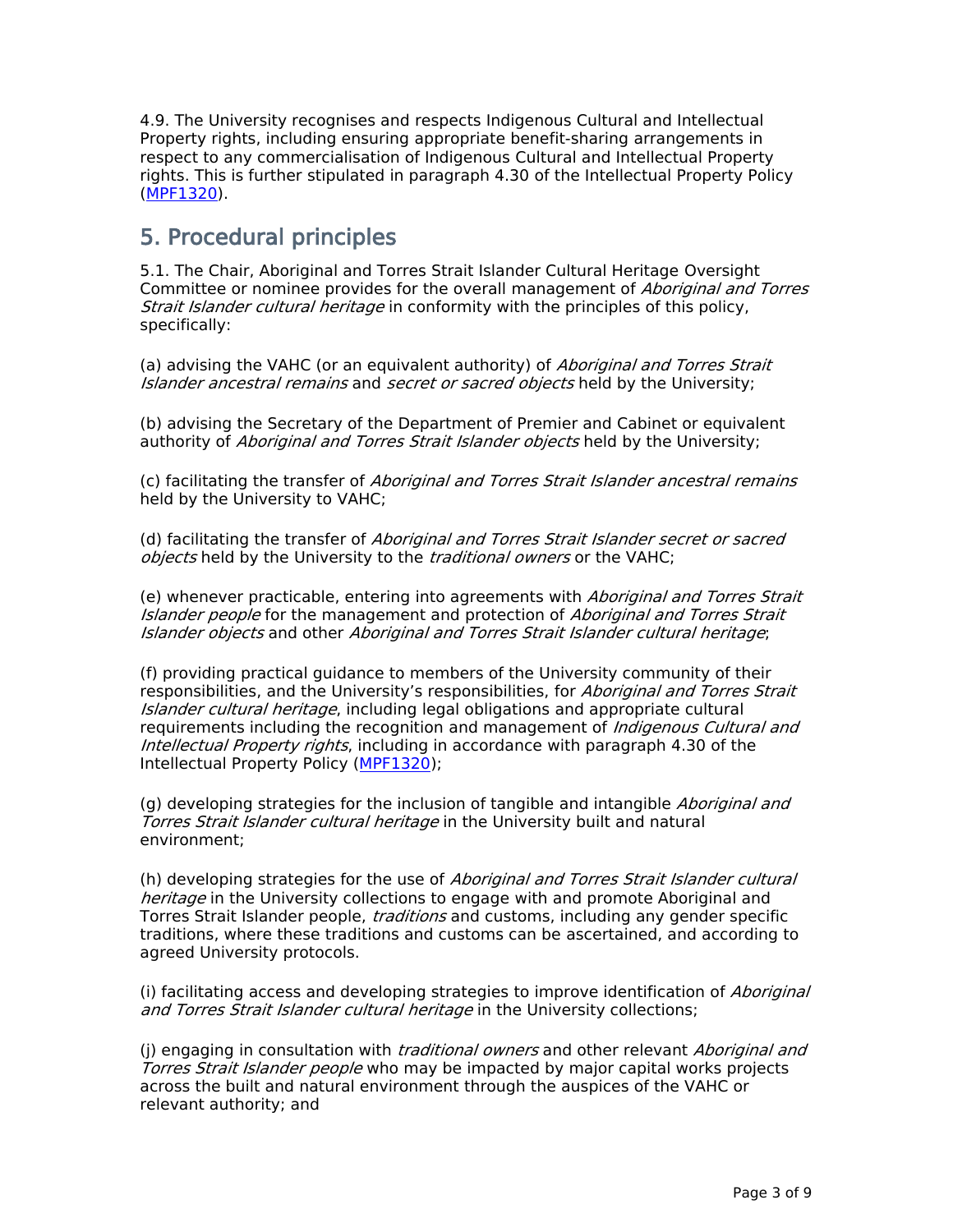4.9. The University recognises and respects Indigenous Cultural and Intellectual Property rights, including ensuring appropriate benefit-sharing arrangements in respect to any commercialisation of Indigenous Cultural and Intellectual Property rights. This is further stipulated in paragraph 4.30 of the Intellectual Property Policy (MPF1320).

## 5. Procedural principles

5.1. The Chair, Aboriginal and Torres Strait Islander Cultural Heritage Oversight Committee or nominee provides for the overall management of *Aboriginal and Torres Strait Islander cultural heritage* in conformity with the principles of this policy, specifically:

(a) advising the VAHC (or an equivalent authority) of *Aboriginal and Torres Strait Islander ancestral remains* and *secret or sacred objects* held by the University;

(b) advising the Secretary of the Department of Premier and Cabinet or equivalent authority of *Aboriginal and Torres Strait Islander objects* held by the University;

(c) facilitating the transfer of *Aboriginal and Torres Strait Islander ancestral remains* held by the University to VAHC;

(d) facilitating the transfer of *Aboriginal and Torres Strait Islander secret or sacred objects* held by the University to the *traditional owners* or the VAHC;

(e) whenever practicable, entering into agreements with *Aboriginal and Torres Strait Islander people* for the management and protection of *Aboriginal and Torres Strait Islander objects* and other *Aboriginal and Torres Strait Islander cultural heritage*;

(f) providing practical guidance to members of the University community of their responsibilities, and the University's responsibilities, for *Aboriginal and Torres Strait Islander cultural heritage*, including legal obligations and appropriate cultural requirements including the recognition and management of *Indigenous Cultural and Intellectual Property rights*, including in accordance with paragraph 4.30 of the Intellectual Property Policy (MPF1320);

(g) developing strategies for the inclusion of tangible and intangible *Aboriginal and Torres Strait Islander cultural heritage* in the University built and natural environment;

(h) developing strategies for the use of *Aboriginal and Torres Strait Islander cultural heritage* in the University collections to engage with and promote Aboriginal and Torres Strait Islander people, *traditions* and customs, including any gender specific traditions, where these traditions and customs can be ascertained, and according to agreed University protocols.

(i) facilitating access and developing strategies to improve identification of *Aboriginal and Torres Strait Islander cultural heritage* in the University collections;

(j) engaging in consultation with *traditional owners* and other relevant *Aboriginal and Torres Strait Islander people* who may be impacted by major capital works projects across the built and natural environment through the auspices of the VAHC or relevant authority; and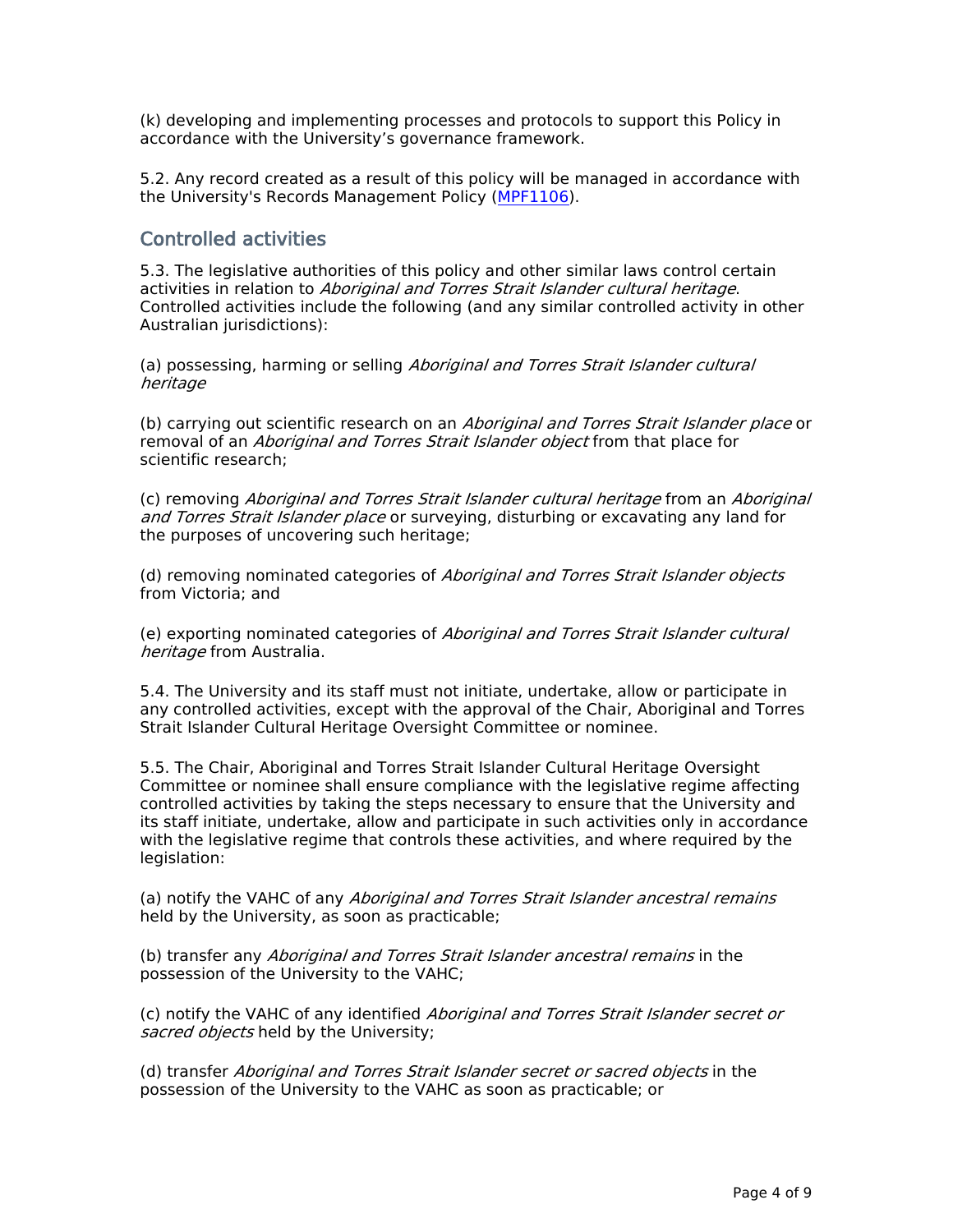(k) developing and implementing processes and protocols to support this Policy in accordance with the University's governance framework.

5.2. Any record created as a result of this policy will be managed in accordance with the University's Records Management Policy ([MPF1106](MPF1106)).

## Controlled activities

5.3. The legislative authorities of this policy and other similar laws control certain activities in relation to *Aboriginal and Torres Strait Islander cultural heritage*. Controlled activities include the following (and any similar controlled activity in other Australian jurisdictions):

(a) possessing, harming or selling *Aboriginal and Torres Strait Islander cultural heritage*

(b) carrying out scientific research on an *Aboriginal and Torres Strait Islander place* or removal of an *Aboriginal and Torres Strait Islander object* from that place for scientific research;

(c) removing *Aboriginal and Torres Strait Islander cultural heritage* from an *Aboriginal and Torres Strait Islander place* or surveying, disturbing or excavating any land for the purposes of uncovering such heritage;

(d) removing nominated categories of *Aboriginal and Torres Strait Islander objects* from Victoria; and

(e) exporting nominated categories of *Aboriginal and Torres Strait Islander cultural heritage* from Australia.

5.4. The University and its staff must not initiate, undertake, allow or participate in any controlled activities, except with the approval of the Chair, Aboriginal and Torres Strait Islander Cultural Heritage Oversight Committee or nominee.

5.5. The Chair, Aboriginal and Torres Strait Islander Cultural Heritage Oversight Committee or nominee shall ensure compliance with the legislative regime affecting controlled activities by taking the steps necessary to ensure that the University and its staff initiate, undertake, allow and participate in such activities only in accordance with the legislative regime that controls these activities, and where required by the legislation:

(a) notify the VAHC of any *Aboriginal and Torres Strait Islander ancestral remains* held by the University, as soon as practicable;

(b) transfer any *Aboriginal and Torres Strait Islander ancestral remains* in the possession of the University to the VAHC;

(c) notify the VAHC of any identified *Aboriginal and Torres Strait Islander secret or sacred objects* held by the University;

(d) transfer *Aboriginal and Torres Strait Islander secret or sacred objects* in the possession of the University to the VAHC as soon as practicable; or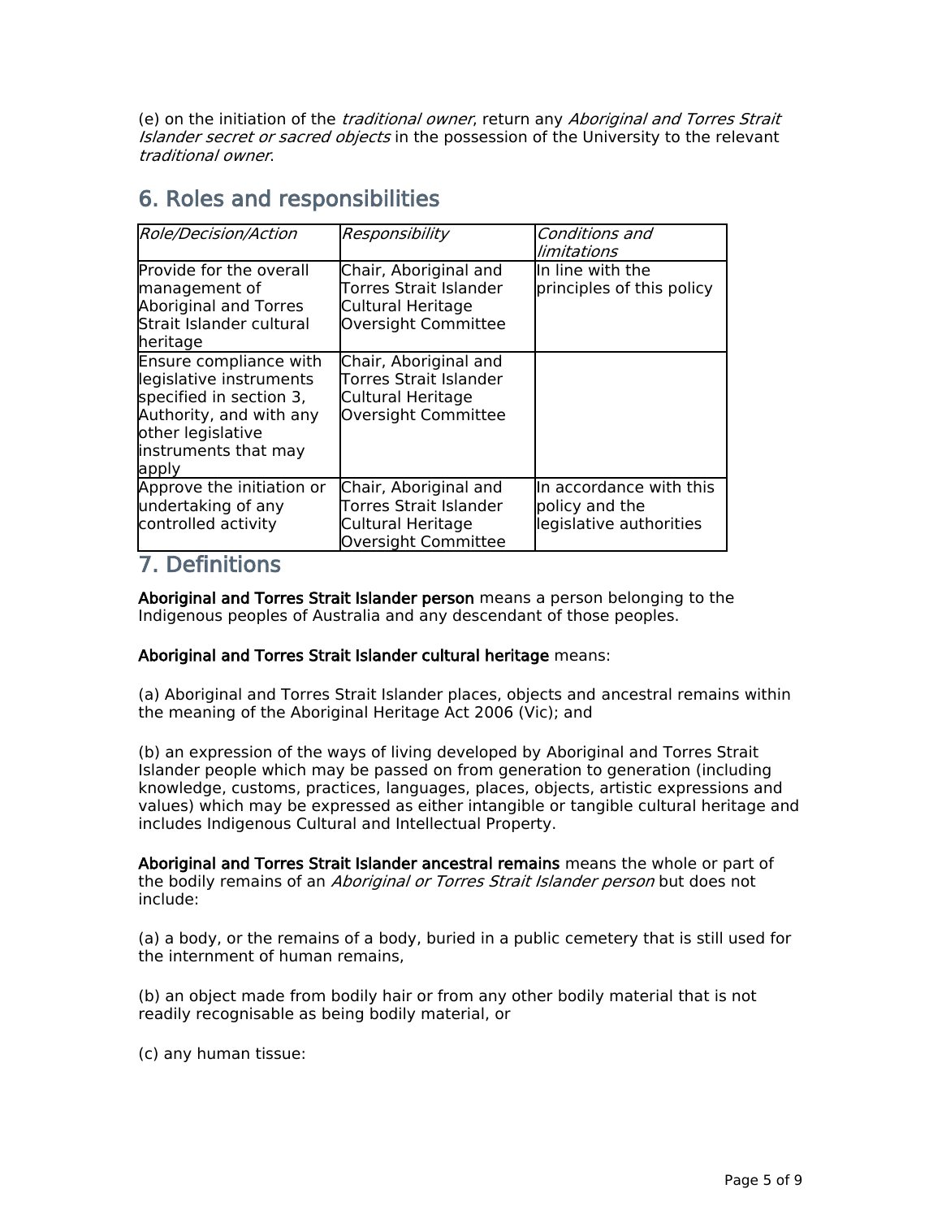(e) on the initiation of the *traditional owner*, return any *Aboriginal and Torres Strait Islander secret or sacred objects* in the possession of the University to the relevant *traditional owner*.

## 6. Roles and responsibilities

| *Role/Decision/Action* | *Responsibility* | *Conditions and limitations* |
|---|---|---|
| Provide for the overall management of Aboriginal and Torres Strait Islander cultural heritage | Chair, Aboriginal and Torres Strait Islander Cultural Heritage Oversight Committee | In line with the principles of this policy |
| Ensure compliance with legislative instruments specified in section 3, Authority, and with any other legislative instruments that may apply | Chair, Aboriginal and Torres Strait Islander Cultural Heritage Oversight Committee | |
| Approve the initiation or undertaking of any controlled activity | Chair, Aboriginal and Torres Strait Islander Cultural Heritage Oversight Committee | In accordance with this policy and the legislative authorities |

## 7. Definitions

**Aboriginal and Torres Strait Islander person** means a person belonging to the Indigenous peoples of Australia and any descendant of those peoples.

**Aboriginal and Torres Strait Islander cultural heritage** means:

(a) Aboriginal and Torres Strait Islander places, objects and ancestral remains within the meaning of the Aboriginal Heritage Act 2006 (Vic); and

(b) an expression of the ways of living developed by Aboriginal and Torres Strait Islander people which may be passed on from generation to generation (including knowledge, customs, practices, languages, places, objects, artistic expressions and values) which may be expressed as either intangible or tangible cultural heritage and includes Indigenous Cultural and Intellectual Property.

**Aboriginal and Torres Strait Islander ancestral remains** means the whole or part of the bodily remains of an *Aboriginal or Torres Strait Islander person* but does not include:

(a) a body, or the remains of a body, buried in a public cemetery that is still used for the internment of human remains,

(b) an object made from bodily hair or from any other bodily material that is not readily recognisable as being bodily material, or

(c) any human tissue: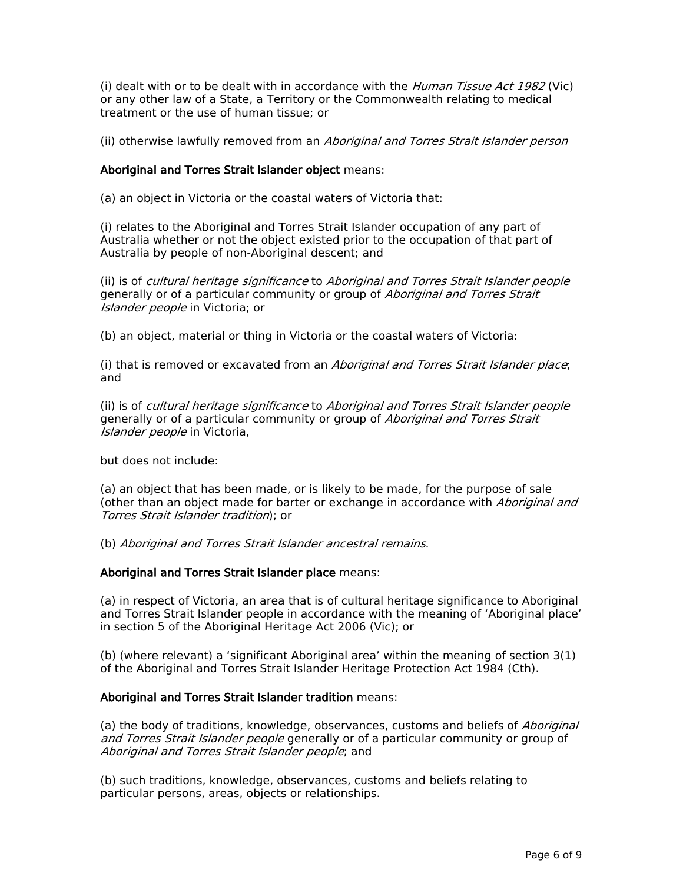(i) dealt with or to be dealt with in accordance with the *Human Tissue Act 1982* (Vic) or any other law of a State, a Territory or the Commonwealth relating to medical treatment or the use of human tissue; or

(ii) otherwise lawfully removed from an *Aboriginal and Torres Strait Islander person*

**Aboriginal and Torres Strait Islander object** means:

(a) an object in Victoria or the coastal waters of Victoria that:

(i) relates to the Aboriginal and Torres Strait Islander occupation of any part of Australia whether or not the object existed prior to the occupation of that part of Australia by people of non-Aboriginal descent; and

(ii) is of *cultural heritage significance* to *Aboriginal and Torres Strait Islander people* generally or of a particular community or group of *Aboriginal and Torres Strait Islander people* in Victoria; or

(b) an object, material or thing in Victoria or the coastal waters of Victoria:

(i) that is removed or excavated from an *Aboriginal and Torres Strait Islander place*; and

(ii) is of *cultural heritage significance* to *Aboriginal and Torres Strait Islander people* generally or of a particular community or group of *Aboriginal and Torres Strait Islander people* in Victoria,

but does not include:

(a) an object that has been made, or is likely to be made, for the purpose of sale (other than an object made for barter or exchange in accordance with *Aboriginal and Torres Strait Islander tradition*); or

(b) *Aboriginal and Torres Strait Islander ancestral remains*.

**Aboriginal and Torres Strait Islander place** means:

(a) in respect of Victoria, an area that is of cultural heritage significance to Aboriginal and Torres Strait Islander people in accordance with the meaning of 'Aboriginal place' in section 5 of the Aboriginal Heritage Act 2006 (Vic); or

(b) (where relevant) a 'significant Aboriginal area' within the meaning of section 3(1) of the Aboriginal and Torres Strait Islander Heritage Protection Act 1984 (Cth).

**Aboriginal and Torres Strait Islander tradition** means:

(a) the body of traditions, knowledge, observances, customs and beliefs of *Aboriginal and Torres Strait Islander people* generally or of a particular community or group of *Aboriginal and Torres Strait Islander people*; and

(b) such traditions, knowledge, observances, customs and beliefs relating to particular persons, areas, objects or relationships.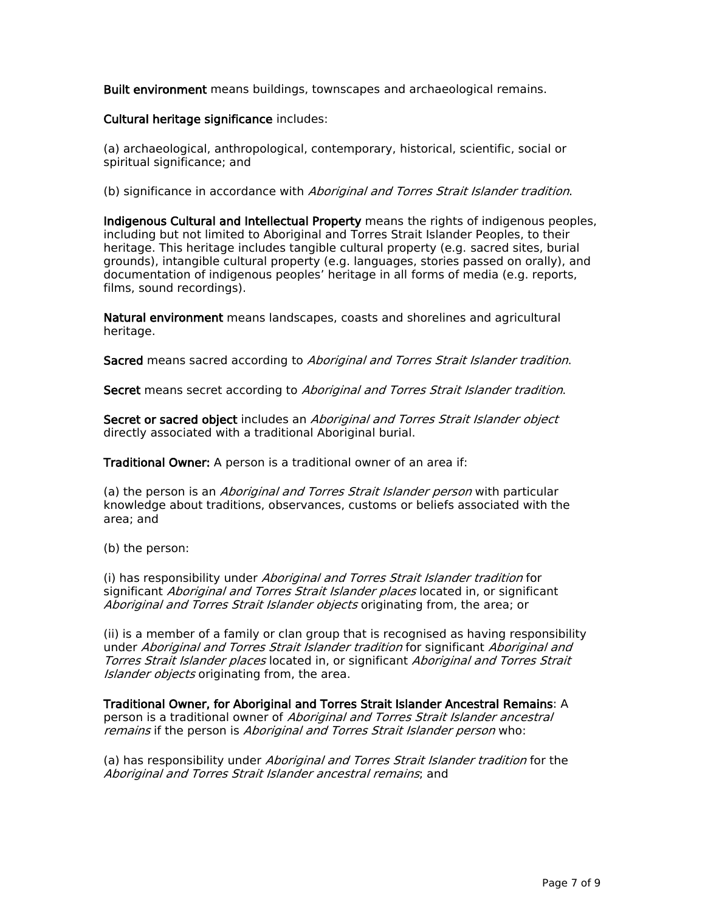**Built environment** means buildings, townscapes and archaeological remains.

**Cultural heritage significance** includes:

(a) archaeological, anthropological, contemporary, historical, scientific, social or spiritual significance; and

(b) significance in accordance with *Aboriginal and Torres Strait Islander tradition*.

**Indigenous Cultural and Intellectual Property** means the rights of indigenous peoples, including but not limited to Aboriginal and Torres Strait Islander Peoples, to their heritage. This heritage includes tangible cultural property (e.g. sacred sites, burial grounds), intangible cultural property (e.g. languages, stories passed on orally), and documentation of indigenous peoples' heritage in all forms of media (e.g. reports, films, sound recordings).

**Natural environment** means landscapes, coasts and shorelines and agricultural heritage.

**Sacred** means sacred according to *Aboriginal and Torres Strait Islander tradition*.

**Secret** means secret according to *Aboriginal and Torres Strait Islander tradition*.

**Secret or sacred object** includes an *Aboriginal and Torres Strait Islander object* directly associated with a traditional Aboriginal burial.

**Traditional Owner:** A person is a traditional owner of an area if:

(a) the person is an *Aboriginal and Torres Strait Islander person* with particular knowledge about traditions, observances, customs or beliefs associated with the area; and

(b) the person:

(i) has responsibility under *Aboriginal and Torres Strait Islander tradition* for significant *Aboriginal and Torres Strait Islander places* located in, or significant *Aboriginal and Torres Strait Islander objects* originating from, the area; or

(ii) is a member of a family or clan group that is recognised as having responsibility under *Aboriginal and Torres Strait Islander tradition* for significant *Aboriginal and Torres Strait Islander places* located in, or significant *Aboriginal and Torres Strait Islander objects* originating from, the area.

**Traditional Owner, for Aboriginal and Torres Strait Islander Ancestral Remains**: A person is a traditional owner of *Aboriginal and Torres Strait Islander ancestral remains* if the person is *Aboriginal and Torres Strait Islander person* who:

(a) has responsibility under *Aboriginal and Torres Strait Islander tradition* for the *Aboriginal and Torres Strait Islander ancestral remains*; and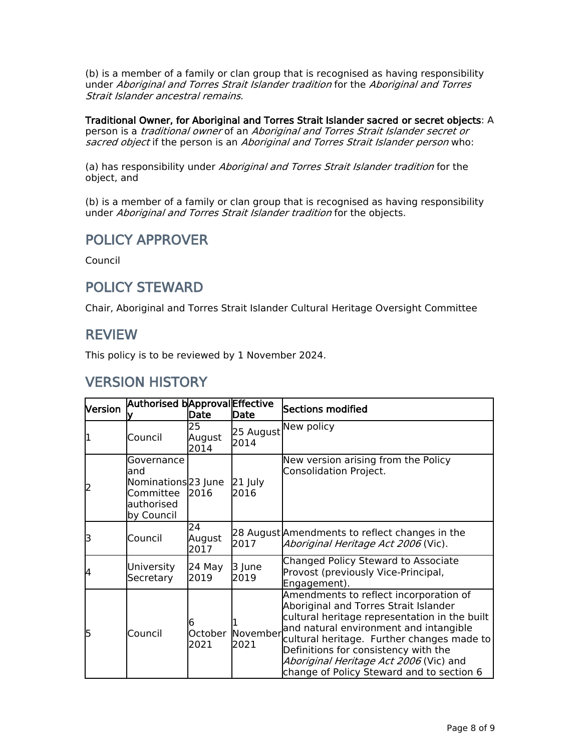(b) is a member of a family or clan group that is recognised as having responsibility under *Aboriginal and Torres Strait Islander tradition* for the *Aboriginal and Torres Strait Islander ancestral remains*.

**Traditional Owner, for Aboriginal and Torres Strait Islander sacred or secret objects**: A person is a *traditional owner* of an *Aboriginal and Torres Strait Islander secret or sacred object* if the person is an *Aboriginal and Torres Strait Islander person* who:

(a) has responsibility under *Aboriginal and Torres Strait Islander tradition* for the object, and

(b) is a member of a family or clan group that is recognised as having responsibility under *Aboriginal and Torres Strait Islander tradition* for the objects.

## POLICY APPROVER

Council

## POLICY STEWARD

Chair, Aboriginal and Torres Strait Islander Cultural Heritage Oversight Committee

## REVIEW

This policy is to be reviewed by 1 November 2024.

## VERSION HISTORY

| Version | Authorised by | Approval Date | Effective Date | Sections modified |
|---|---|---|---|---|
| 1 | Council | 25 August 2014 | 25 August 2014 | New policy |
| 2 | Governance and Nominations Committee authorised by Council | 23 June 2016 | 21 July 2016 | New version arising from the Policy Consolidation Project. |
| 3 | Council | 24 August 2017 | 28 August 2017 | Amendments to reflect changes in the *Aboriginal Heritage Act 2006* (Vic). |
| 4 | University Secretary | 24 May 2019 | 3 June 2019 | Changed Policy Steward to Associate Provost (previously Vice-Principal, Engagement). |
| 5 | Council | 6 October 2021 | 1 November 2021 | Amendments to reflect incorporation of Aboriginal and Torres Strait Islander cultural heritage representation in the built and natural environment and intangible cultural heritage. Further changes made to Definitions for consistency with the *Aboriginal Heritage Act 2006* (Vic) and change of Policy Steward and to section 6 |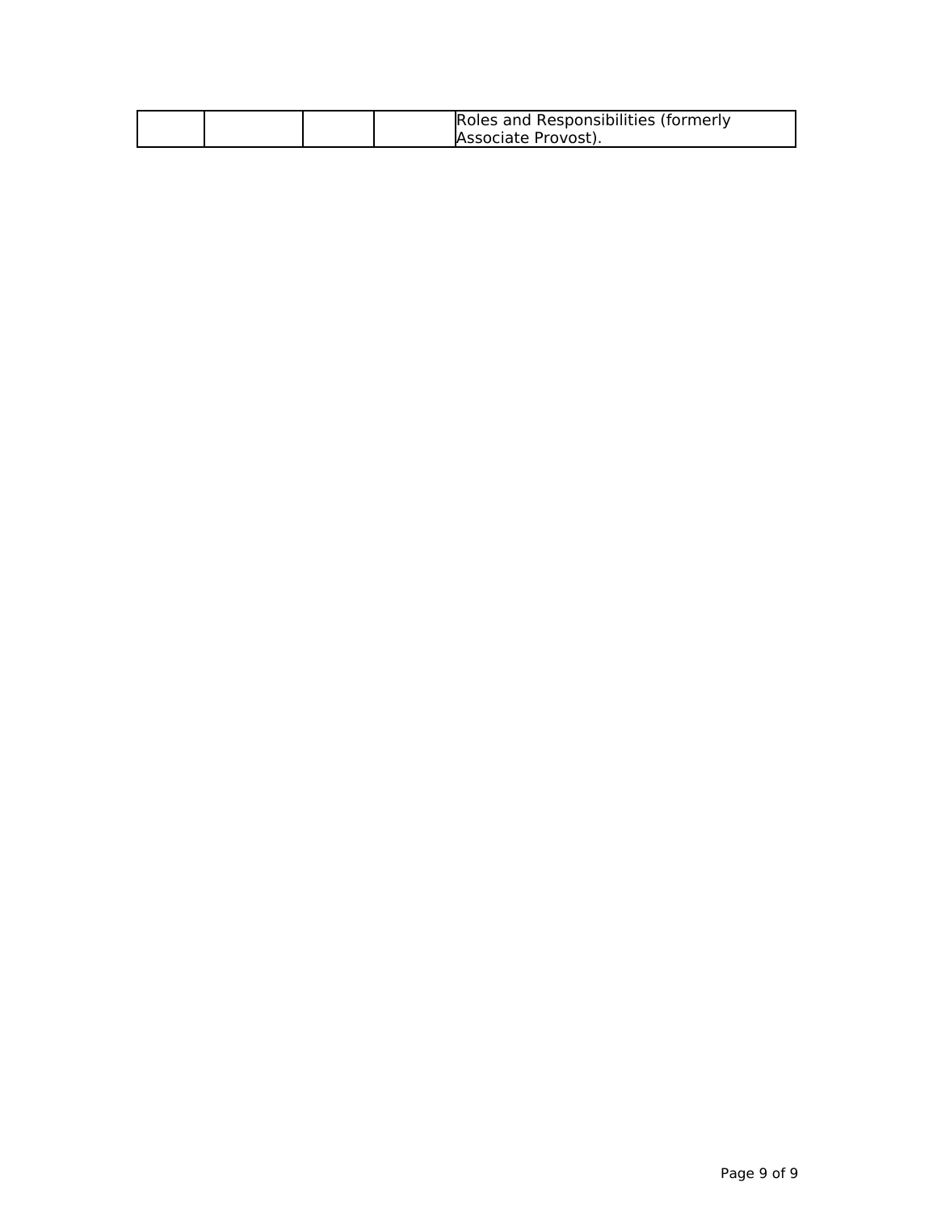| | | | | |
|---|---|---|---|---|
| | | | | Roles and Responsibilities (formerly Associate Provost). |